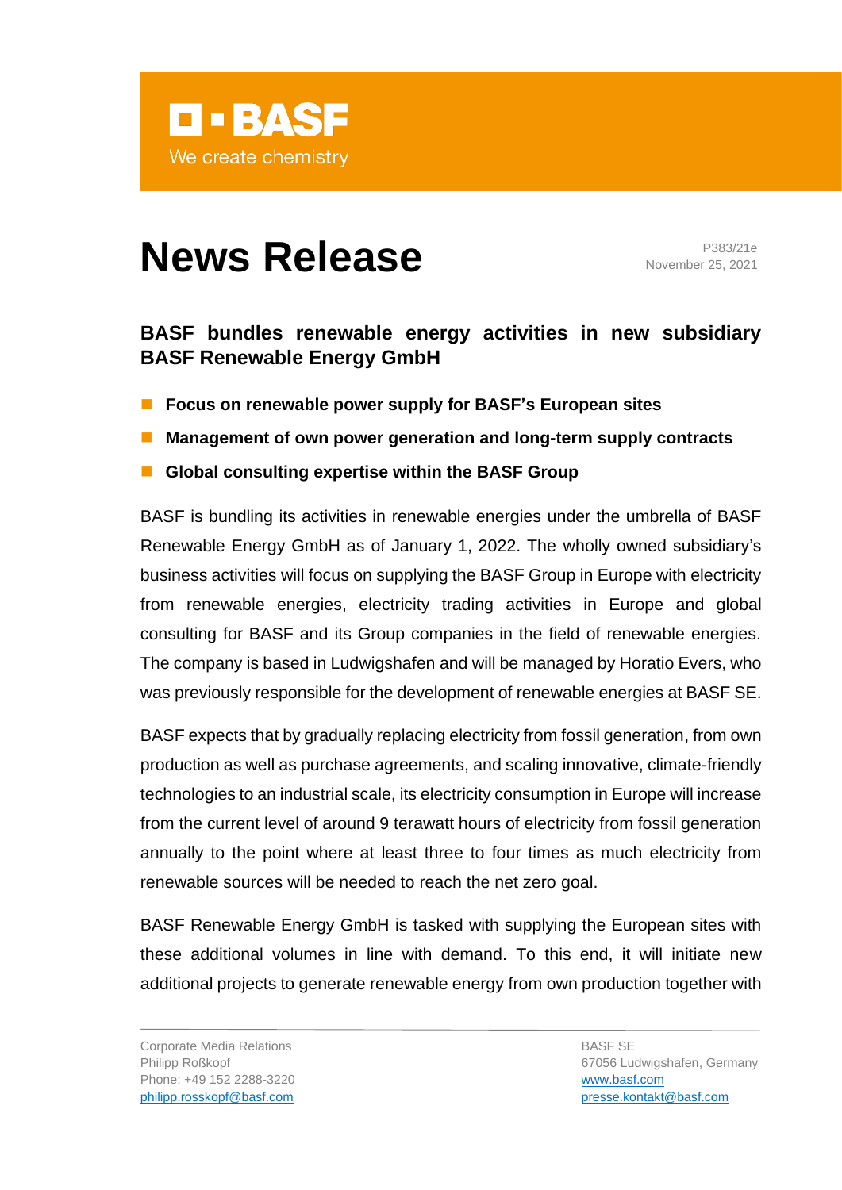# News Release

P383/21e
November 25, 2021

## BASF bundles renewable energy activities in new subsidiary BASF Renewable Energy GmbH

- **Focus on renewable power supply for BASF's European sites**
- **Management of own power generation and long-term supply contracts**
- **Global consulting expertise within the BASF Group**

BASF is bundling its activities in renewable energies under the umbrella of BASF Renewable Energy GmbH as of January 1, 2022. The wholly owned subsidiary's business activities will focus on supplying the BASF Group in Europe with electricity from renewable energies, electricity trading activities in Europe and global consulting for BASF and its Group companies in the field of renewable energies. The company is based in Ludwigshafen and will be managed by Horatio Evers, who was previously responsible for the development of renewable energies at BASF SE.

BASF expects that by gradually replacing electricity from fossil generation, from own production as well as purchase agreements, and scaling innovative, climate-friendly technologies to an industrial scale, its electricity consumption in Europe will increase from the current level of around 9 terawatt hours of electricity from fossil generation annually to the point where at least three to four times as much electricity from renewable sources will be needed to reach the net zero goal.

BASF Renewable Energy GmbH is tasked with supplying the European sites with these additional volumes in line with demand. To this end, it will initiate new additional projects to generate renewable energy from own production together with

Corporate Media Relations
Philipp Roßkopf
Phone: +49 152 2288-3220
philipp.rosskopf@basf.com

BASF SE
67056 Ludwigshafen, Germany
www.basf.com
presse.kontakt@basf.com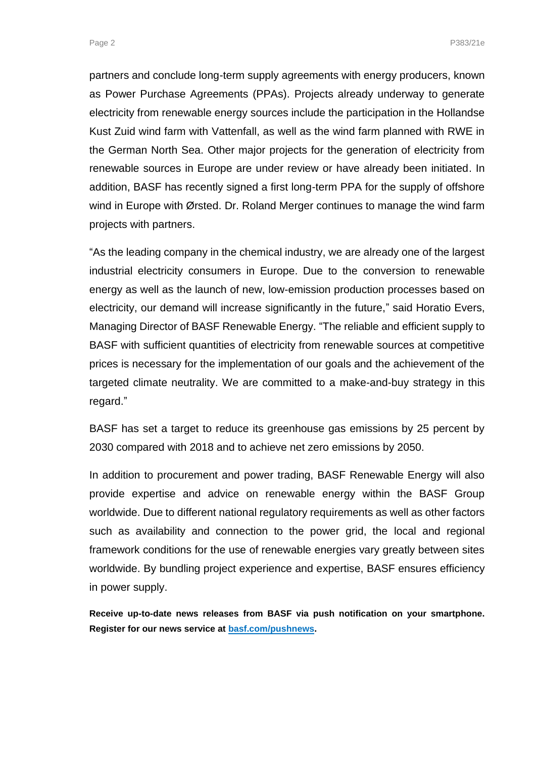partners and conclude long-term supply agreements with energy producers, known as Power Purchase Agreements (PPAs). Projects already underway to generate electricity from renewable energy sources include the participation in the Hollandse Kust Zuid wind farm with Vattenfall, as well as the wind farm planned with RWE in the German North Sea. Other major projects for the generation of electricity from renewable sources in Europe are under review or have already been initiated. In addition, BASF has recently signed a first long-term PPA for the supply of offshore wind in Europe with Ørsted. Dr. Roland Merger continues to manage the wind farm projects with partners.

"As the leading company in the chemical industry, we are already one of the largest industrial electricity consumers in Europe. Due to the conversion to renewable energy as well as the launch of new, low-emission production processes based on electricity, our demand will increase significantly in the future," said Horatio Evers, Managing Director of BASF Renewable Energy. "The reliable and efficient supply to BASF with sufficient quantities of electricity from renewable sources at competitive prices is necessary for the implementation of our goals and the achievement of the targeted climate neutrality. We are committed to a make-and-buy strategy in this regard."

BASF has set a target to reduce its greenhouse gas emissions by 25 percent by 2030 compared with 2018 and to achieve net zero emissions by 2050.

In addition to procurement and power trading, BASF Renewable Energy will also provide expertise and advice on renewable energy within the BASF Group worldwide. Due to different national regulatory requirements as well as other factors such as availability and connection to the power grid, the local and regional framework conditions for the use of renewable energies vary greatly between sites worldwide. By bundling project experience and expertise, BASF ensures efficiency in power supply.

**Receive up-to-date news releases from BASF via push notification on your smartphone. Register for our news service at [basf.com/pushnews](basf.com/pushnews).**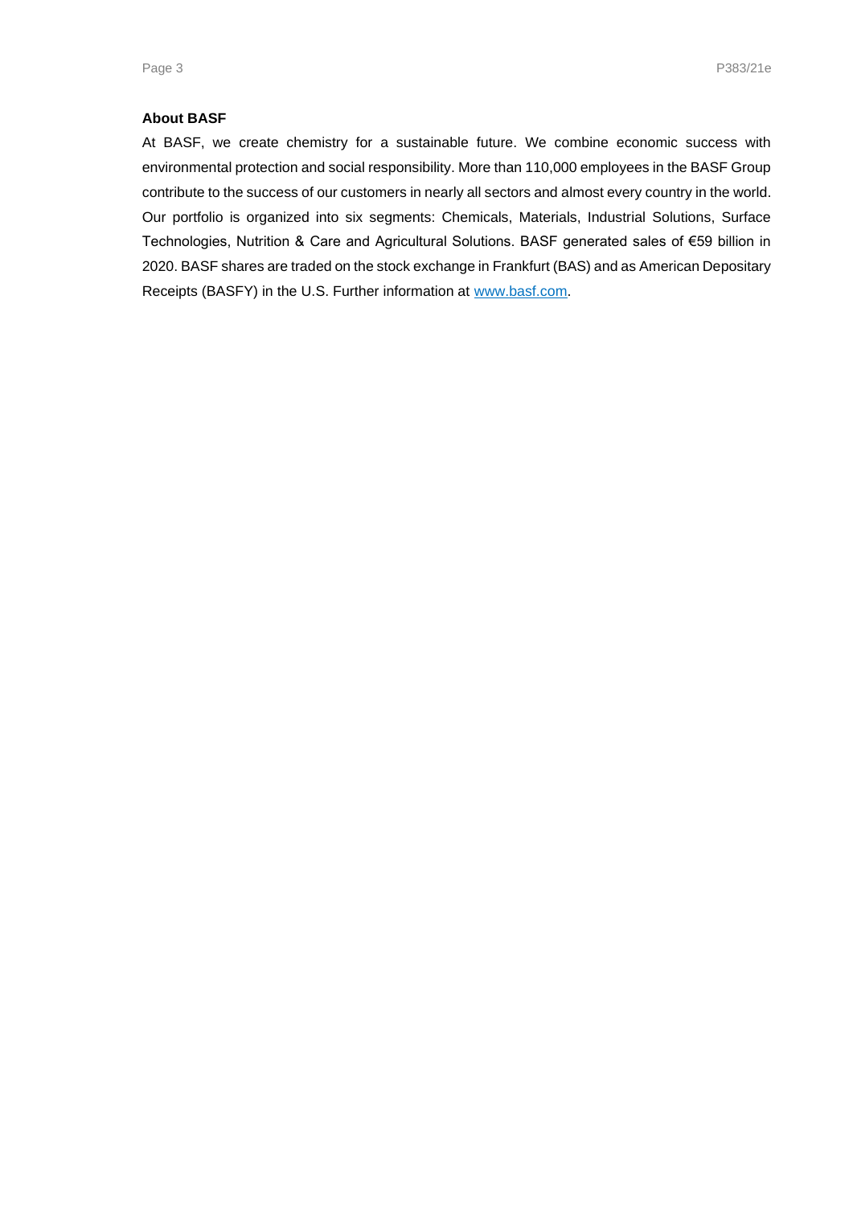**About BASF**

At BASF, we create chemistry for a sustainable future. We combine economic success with environmental protection and social responsibility. More than 110,000 employees in the BASF Group contribute to the success of our customers in nearly all sectors and almost every country in the world. Our portfolio is organized into six segments: Chemicals, Materials, Industrial Solutions, Surface Technologies, Nutrition & Care and Agricultural Solutions. BASF generated sales of €59 billion in 2020. BASF shares are traded on the stock exchange in Frankfurt (BAS) and as American Depositary Receipts (BASFY) in the U.S. Further information at [www.basf.com](http://www.basf.com).